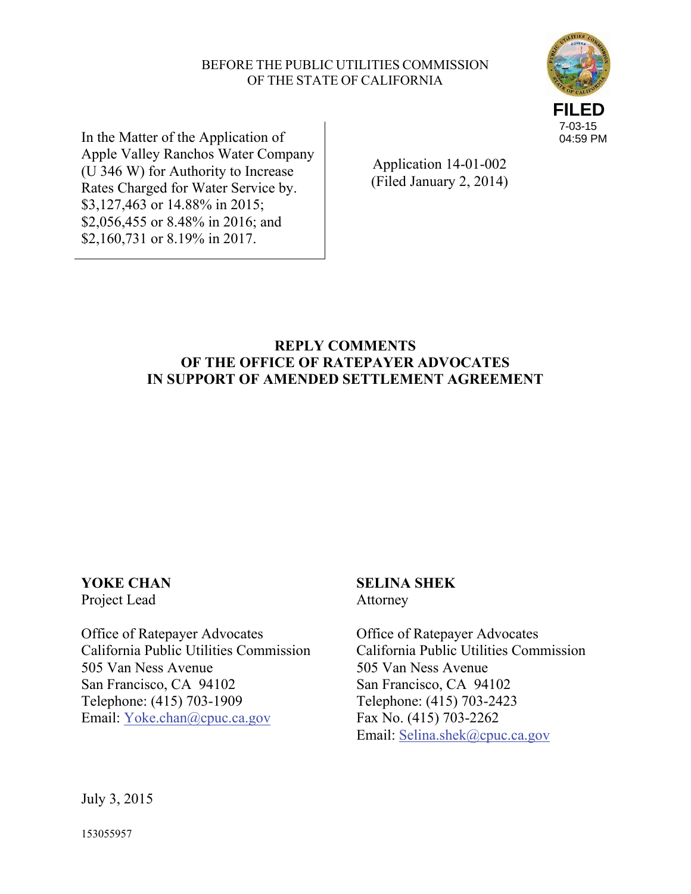BEFORE THE PUBLIC UTILITIES COMMISSION
OF THE STATE OF CALIFORNIA

**FILED**
7-03-15
04:59 PM

| | |
|---|---|
| In the Matter of the Application of Apple Valley Ranchos Water Company (U 346 W) for Authority to Increase Rates Charged for Water Service by. $3,127,463 or 14.88% in 2015; $2,056,455 or 8.48% in 2016; and $2,160,731 or 8.19% in 2017. | Application 14-01-002 (Filed January 2, 2014) |

## REPLY COMMENTS OF THE OFFICE OF RATEPAYER ADVOCATES IN SUPPORT OF AMENDED SETTLEMENT AGREEMENT

**YOKE CHAN**
Project Lead

Office of Ratepayer Advocates
California Public Utilities Commission
505 Van Ness Avenue
San Francisco, CA 94102
Telephone: (415) 703-1909
Email: Yoke.chan@cpuc.ca.gov

**SELINA SHEK**
Attorney

Office of Ratepayer Advocates
California Public Utilities Commission
505 Van Ness Avenue
San Francisco, CA 94102
Telephone: (415) 703-2423
Fax No. (415) 703-2262
Email: Selina.shek@cpuc.ca.gov

July 3, 2015

153055957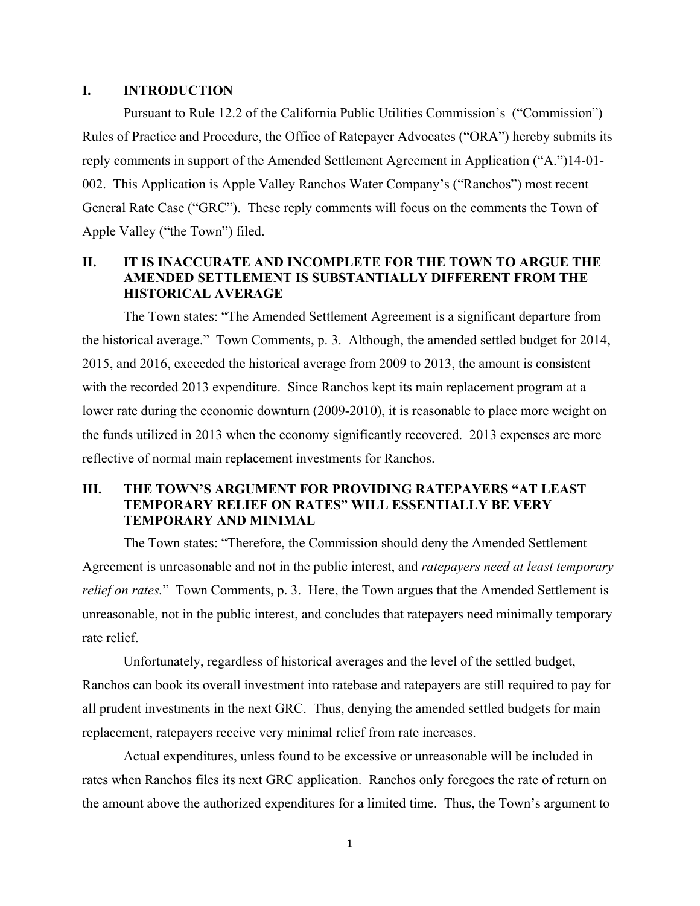## I. INTRODUCTION

Pursuant to Rule 12.2 of the California Public Utilities Commission's ("Commission") Rules of Practice and Procedure, the Office of Ratepayer Advocates ("ORA") hereby submits its reply comments in support of the Amended Settlement Agreement in Application ("A.")14-01-002. This Application is Apple Valley Ranchos Water Company's ("Ranchos") most recent General Rate Case ("GRC"). These reply comments will focus on the comments the Town of Apple Valley ("the Town") filed.

## II. IT IS INACCURATE AND INCOMPLETE FOR THE TOWN TO ARGUE THE AMENDED SETTLEMENT IS SUBSTANTIALLY DIFFERENT FROM THE HISTORICAL AVERAGE

The Town states: "The Amended Settlement Agreement is a significant departure from the historical average." Town Comments, p. 3. Although, the amended settled budget for 2014, 2015, and 2016, exceeded the historical average from 2009 to 2013, the amount is consistent with the recorded 2013 expenditure. Since Ranchos kept its main replacement program at a lower rate during the economic downturn (2009-2010), it is reasonable to place more weight on the funds utilized in 2013 when the economy significantly recovered. 2013 expenses are more reflective of normal main replacement investments for Ranchos.

## III. THE TOWN'S ARGUMENT FOR PROVIDING RATEPAYERS "AT LEAST TEMPORARY RELIEF ON RATES" WILL ESSENTIALLY BE VERY TEMPORARY AND MINIMAL

The Town states: "Therefore, the Commission should deny the Amended Settlement Agreement is unreasonable and not in the public interest, and *ratepayers need at least temporary relief on rates.*" Town Comments, p. 3. Here, the Town argues that the Amended Settlement is unreasonable, not in the public interest, and concludes that ratepayers need minimally temporary rate relief.

Unfortunately, regardless of historical averages and the level of the settled budget, Ranchos can book its overall investment into ratebase and ratepayers are still required to pay for all prudent investments in the next GRC. Thus, denying the amended settled budgets for main replacement, ratepayers receive very minimal relief from rate increases.

Actual expenditures, unless found to be excessive or unreasonable will be included in rates when Ranchos files its next GRC application. Ranchos only foregoes the rate of return on the amount above the authorized expenditures for a limited time. Thus, the Town's argument to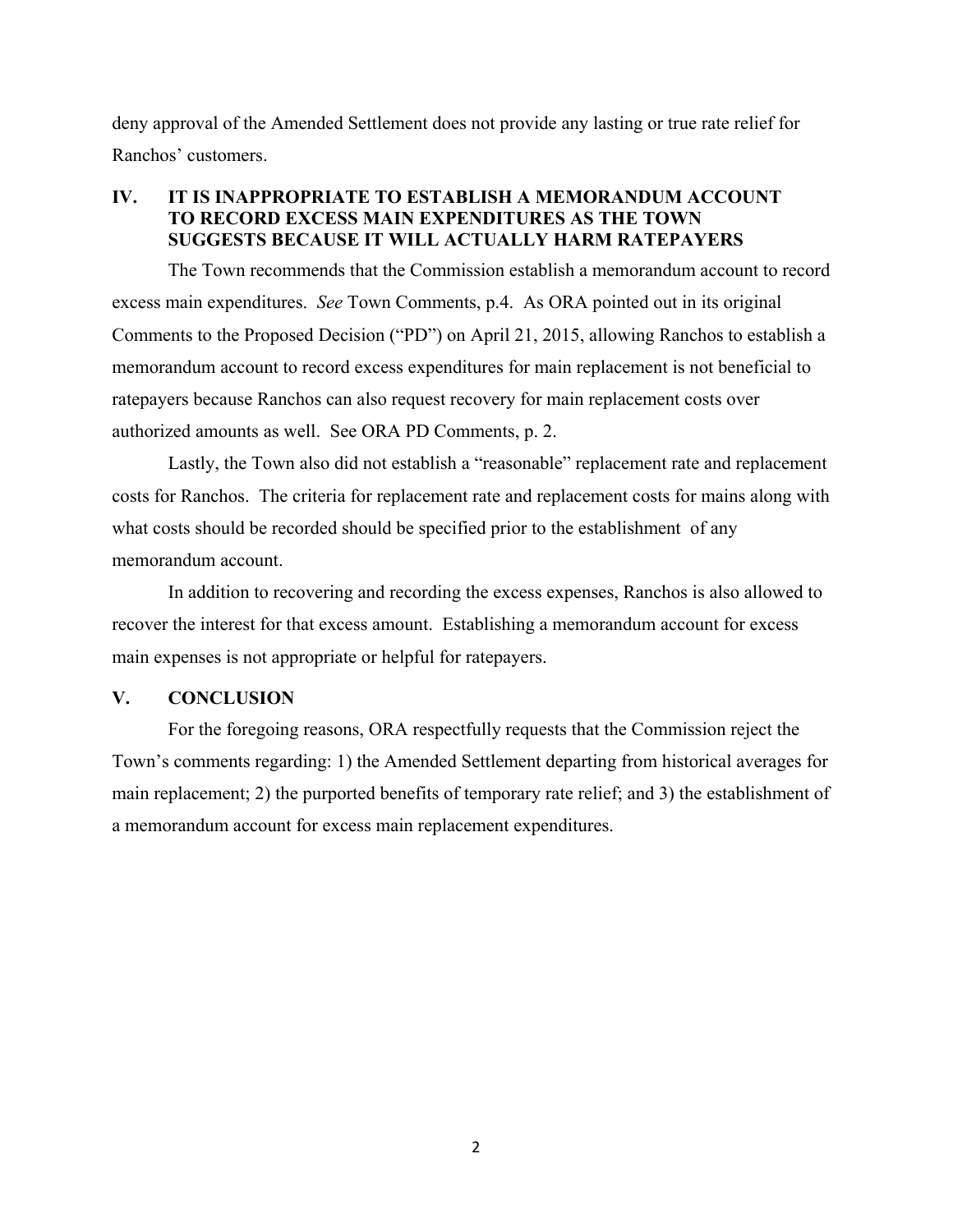deny approval of the Amended Settlement does not provide any lasting or true rate relief for Ranchos' customers.

## IV. IT IS INAPPROPRIATE TO ESTABLISH A MEMORANDUM ACCOUNT TO RECORD EXCESS MAIN EXPENDITURES AS THE TOWN SUGGESTS BECAUSE IT WILL ACTUALLY HARM RATEPAYERS

The Town recommends that the Commission establish a memorandum account to record excess main expenditures. *See* Town Comments, p.4. As ORA pointed out in its original Comments to the Proposed Decision ("PD") on April 21, 2015, allowing Ranchos to establish a memorandum account to record excess expenditures for main replacement is not beneficial to ratepayers because Ranchos can also request recovery for main replacement costs over authorized amounts as well. See ORA PD Comments, p. 2.

Lastly, the Town also did not establish a "reasonable" replacement rate and replacement costs for Ranchos. The criteria for replacement rate and replacement costs for mains along with what costs should be recorded should be specified prior to the establishment of any memorandum account.

In addition to recovering and recording the excess expenses, Ranchos is also allowed to recover the interest for that excess amount. Establishing a memorandum account for excess main expenses is not appropriate or helpful for ratepayers.

## V. CONCLUSION

For the foregoing reasons, ORA respectfully requests that the Commission reject the Town's comments regarding: 1) the Amended Settlement departing from historical averages for main replacement; 2) the purported benefits of temporary rate relief; and 3) the establishment of a memorandum account for excess main replacement expenditures.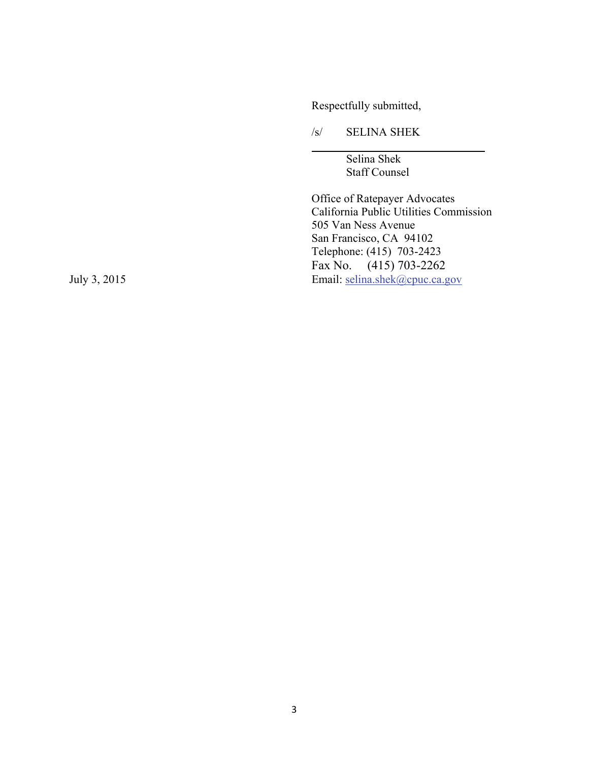Respectfully submitted,

/s/ SELINA SHEK

Selina Shek
Staff Counsel

Office of Ratepayer Advocates
California Public Utilities Commission
505 Van Ness Avenue
San Francisco, CA 94102
Telephone: (415) 703-2423
Fax No. (415) 703-2262
Email: selina.shek@cpuc.ca.gov

July 3, 2015